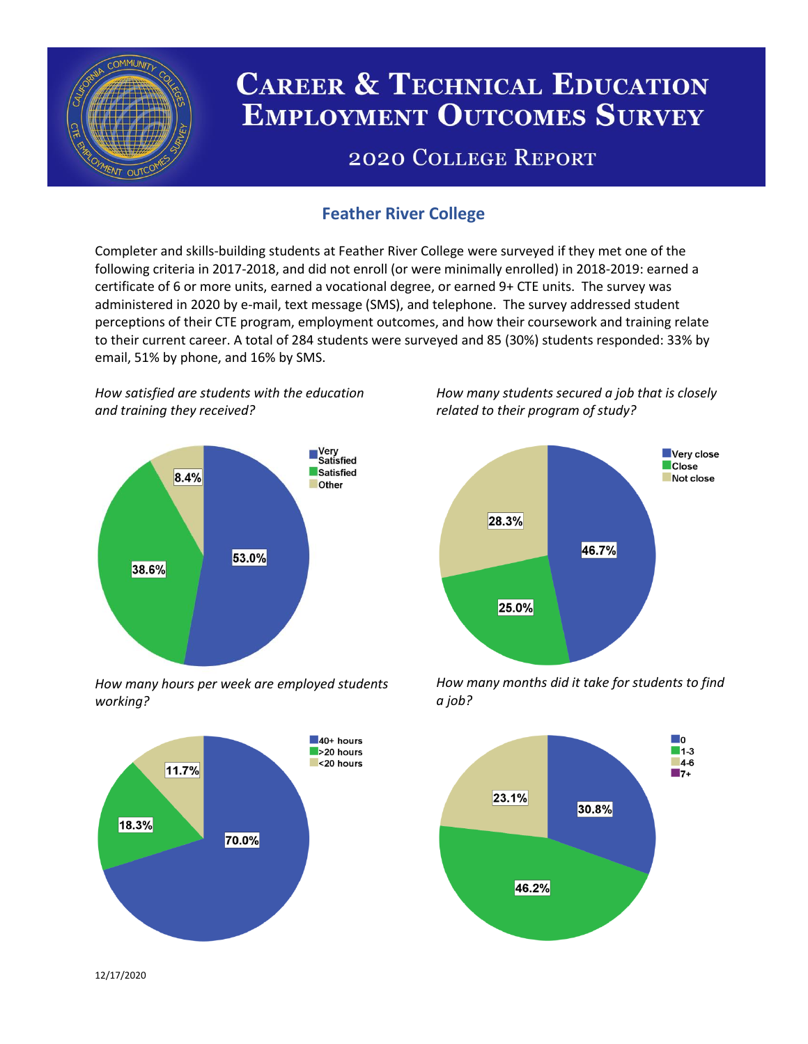# Career & Technical Education Employment Outcomes Survey

## 2020 College Report

### Feather River College

Completer and skills-building students at Feather River College were surveyed if they met one of the following criteria in 2017-2018, and did not enroll (or were minimally enrolled) in 2018-2019: earned a certificate of 6 or more units, earned a vocational degree, or earned 9+ CTE units. The survey was administered in 2020 by e-mail, text message (SMS), and telephone. The survey addressed student perceptions of their CTE program, employment outcomes, and how their coursework and training relate to their current career. A total of 284 students were surveyed and 85 (30%) students responded: 33% by email, 51% by phone, and 16% by SMS.

*How satisfied are students with the education and training they received?*

| Response | Percent |
| --- | --- |
| Very Satisfied | 53.0% |
| Satisfied | 38.6% |
| Other | 8.4% |

*How many students secured a job that is closely related to their program of study?*

| Response | Percent |
| --- | --- |
| Very close | 46.7% |
| Close | 25.0% |
| Not close | 28.3% |

*How many hours per week are employed students working?*

| Response | Percent |
| --- | --- |
| 40+ hours | 70.0% |
| >20 hours | 18.3% |
| <20 hours | 11.7% |

*How many months did it take for students to find a job?*

| Response | Percent |
| --- | --- |
| 0 | 30.8% |
| 1-3 | 46.2% |
| 4-6 | 23.1% |
| 7+ | |

12/17/2020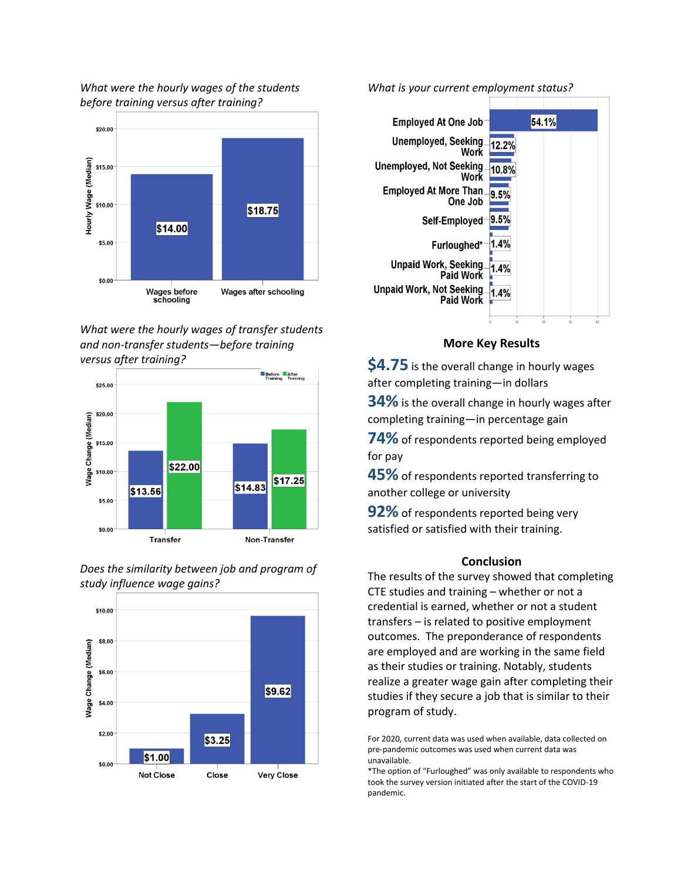*What were the hourly wages of the students before training versus after training?*

Hourly Wage (Median)

$20.00
$15.00
$10.00
$5.00
$0.00

$14.00
$18.75

Wages before schooling
Wages after schooling

*What were the hourly wages of transfer students and non-transfer students—before training versus after training?*

Before Training
After Training

Wage Change (Median)

$25.00
$20.00
$15.00
$10.00
$5.00
$0.00

$13.56
$22.00
$14.83
$17.25

Transfer
Non-Transfer

*Does the similarity between job and program of study influence wage gains?*

Wage Change (Median)

$10.00
$8.00
$6.00
$4.00
$2.00
$0.00

$1.00
$3.25
$9.62

Not Close
Close
Very Close

*What is your current employment status?*

Employed At One Job 54.1%
Unemployed, Seeking Work 12.2%
Unemployed, Not Seeking Work 10.8%
Employed At More Than One Job 9.5%
Self-Employed 9.5%
Furloughed* 1.4%
Unpaid Work, Seeking Paid Work 1.4%
Unpaid Work, Not Seeking Paid Work 1.4%

0 10 20 30 40

## More Key Results

**$4.75** is the overall change in hourly wages after completing training—in dollars

**34%** is the overall change in hourly wages after completing training—in percentage gain

**74%** of respondents reported being employed for pay

**45%** of respondents reported transferring to another college or university

**92%** of respondents reported being very satisfied or satisfied with their training.

## Conclusion

The results of the survey showed that completing CTE studies and training – whether or not a credential is earned, whether or not a student transfers – is related to positive employment outcomes. The preponderance of respondents are employed and are working in the same field as their studies or training. Notably, students realize a greater wage gain after completing their studies if they secure a job that is similar to their program of study.

For 2020, current data was used when available, data collected on pre-pandemic outcomes was used when current data was unavailable.
*The option of "Furloughed" was only available to respondents who took the survey version initiated after the start of the COVID-19 pandemic.